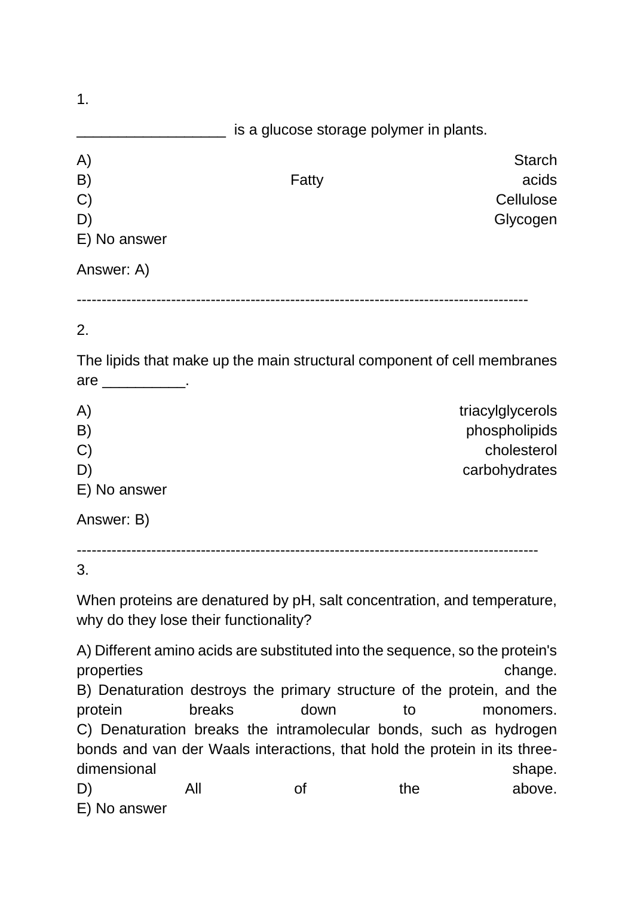1.

__________________ is a glucose storage polymer in plants.

A) Starch
B) Fatty acids
C) Cellulose
D) Glycogen
E) No answer

Answer: A)

------------------------------------------------------------------------------------------

2.

The lipids that make up the main structural component of cell membranes are __________.

A) triacylglycerols
B) phospholipids
C) cholesterol
D) carbohydrates
E) No answer

Answer: B)

------------------------------------------------------------------------------------------

3.

When proteins are denatured by pH, salt concentration, and temperature, why do they lose their functionality?

A) Different amino acids are substituted into the sequence, so the protein's properties change.
B) Denaturation destroys the primary structure of the protein, and the protein breaks down to monomers.
C) Denaturation breaks the intramolecular bonds, such as hydrogen bonds and van der Waals interactions, that hold the protein in its three-dimensional shape.
D) All of the above.
E) No answer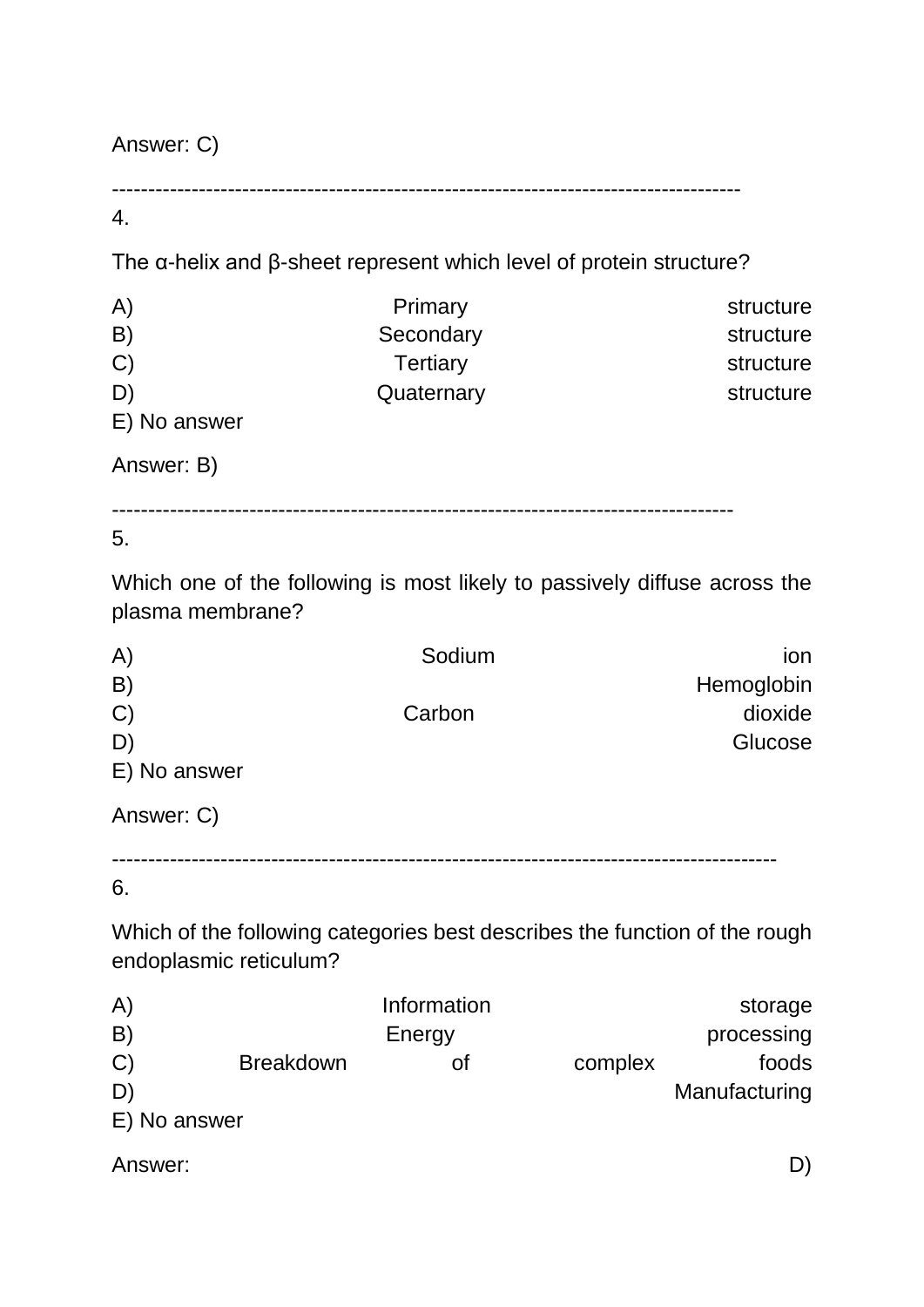Answer: C)

---

4.

The α-helix and β-sheet represent which level of protein structure?

A) Primary structure
B) Secondary structure
C) Tertiary structure
D) Quaternary structure
E) No answer

Answer: B)

---

5.

Which one of the following is most likely to passively diffuse across the plasma membrane?

A) Sodium ion
B) Hemoglobin
C) Carbon dioxide
D) Glucose
E) No answer

Answer: C)

---

6.

Which of the following categories best describes the function of the rough endoplasmic reticulum?

A) Information storage
B) Energy processing
C) Breakdown of complex foods
D) Manufacturing
E) No answer

Answer: D)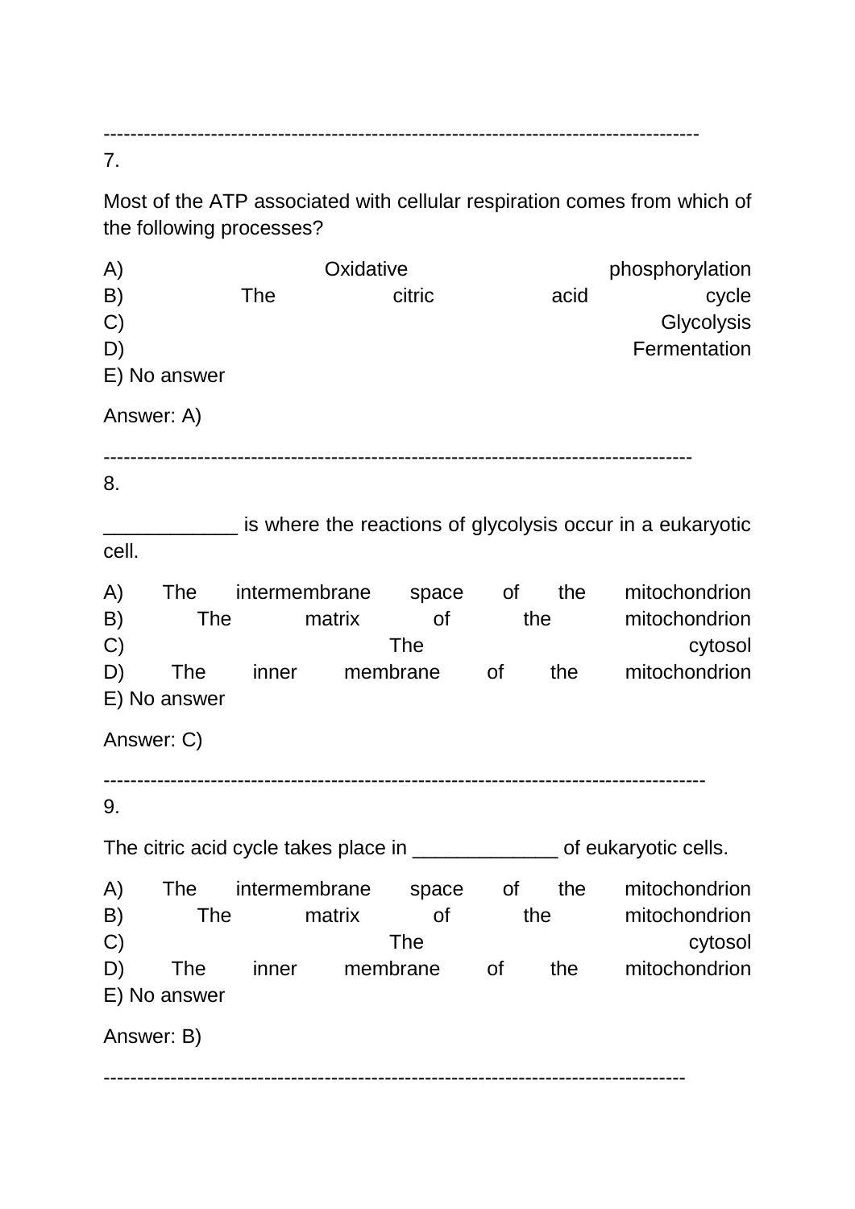---

7.

Most of the ATP associated with cellular respiration comes from which of the following processes?

A) Oxidative phosphorylation
B) The citric acid cycle
C) Glycolysis
D) Fermentation
E) No answer

Answer: A)

---

8.

____________ is where the reactions of glycolysis occur in a eukaryotic cell.

A) The intermembrane space of the mitochondrion
B) The matrix of the mitochondrion
C) The cytosol
D) The inner membrane of the mitochondrion
E) No answer

Answer: C)

---

9.

The citric acid cycle takes place in _____________ of eukaryotic cells.

A) The intermembrane space of the mitochondrion
B) The matrix of the mitochondrion
C) The cytosol
D) The inner membrane of the mitochondrion
E) No answer

Answer: B)

---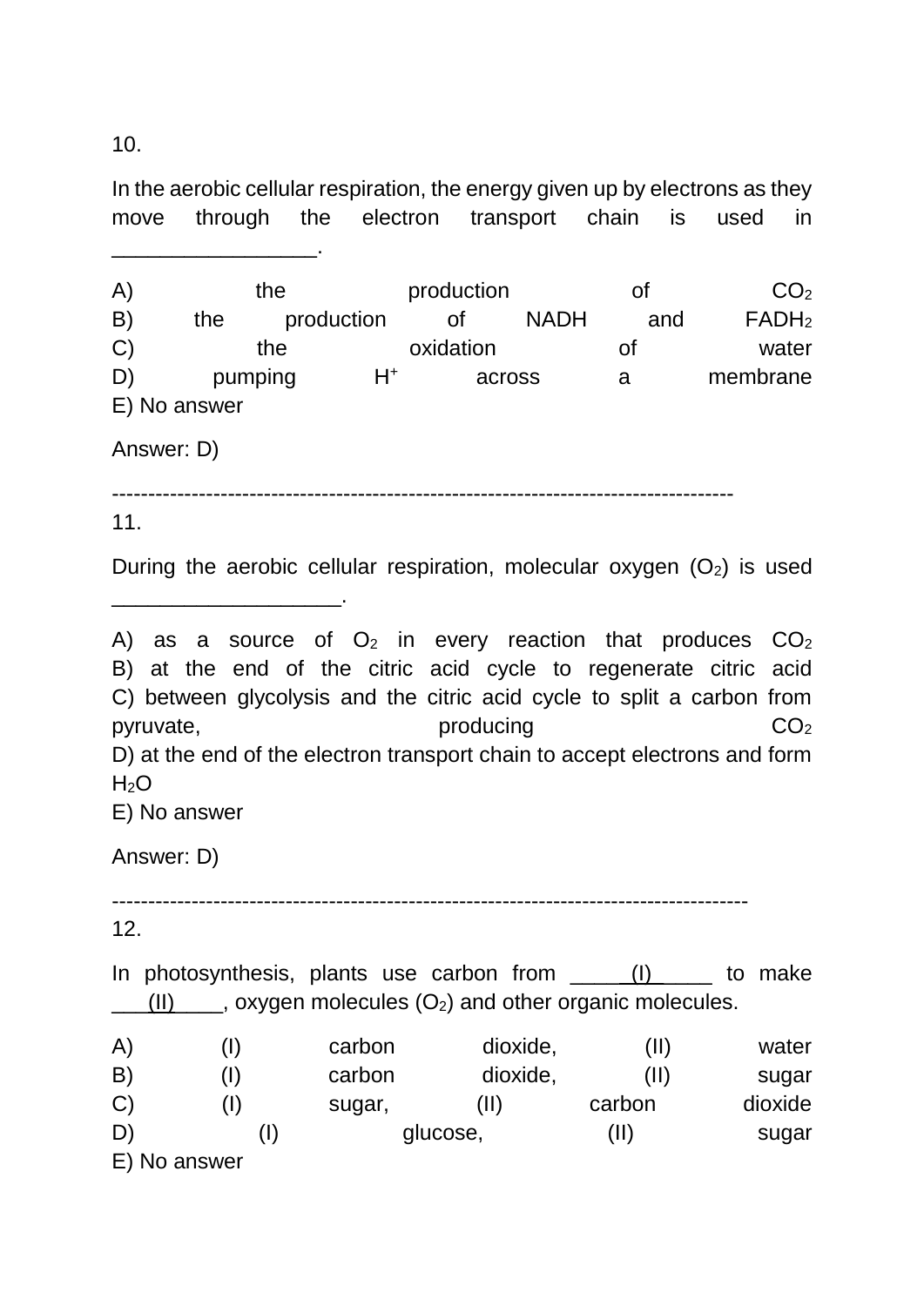10.

In the aerobic cellular respiration, the energy given up by electrons as they move through the electron transport chain is used in _________________.

A) the production of $CO_2$
B) the production of NADH and $FADH_2$
C) the oxidation of water
D) pumping $H^+$ across a membrane
E) No answer

Answer: D)

---------------------------------------------------------------------------------------

11.

During the aerobic cellular respiration, molecular oxygen ($O_2$) is used ___________________.

A) as a source of $O_2$ in every reaction that produces $CO_2$
B) at the end of the citric acid cycle to regenerate citric acid
C) between glycolysis and the citric acid cycle to split a carbon from pyruvate, producing $CO_2$
D) at the end of the electron transport chain to accept electrons and form $H_2O$
E) No answer

Answer: D)

---------------------------------------------------------------------------------------

12.

In photosynthesis, plants use carbon from ____(I)_____ to make ___(II)____, oxygen molecules ($O_2$) and other organic molecules.

A) (I) carbon dioxide, (II) water
B) (I) carbon dioxide, (II) sugar
C) (I) sugar, (II) carbon dioxide
D) (I) glucose, (II) sugar
E) No answer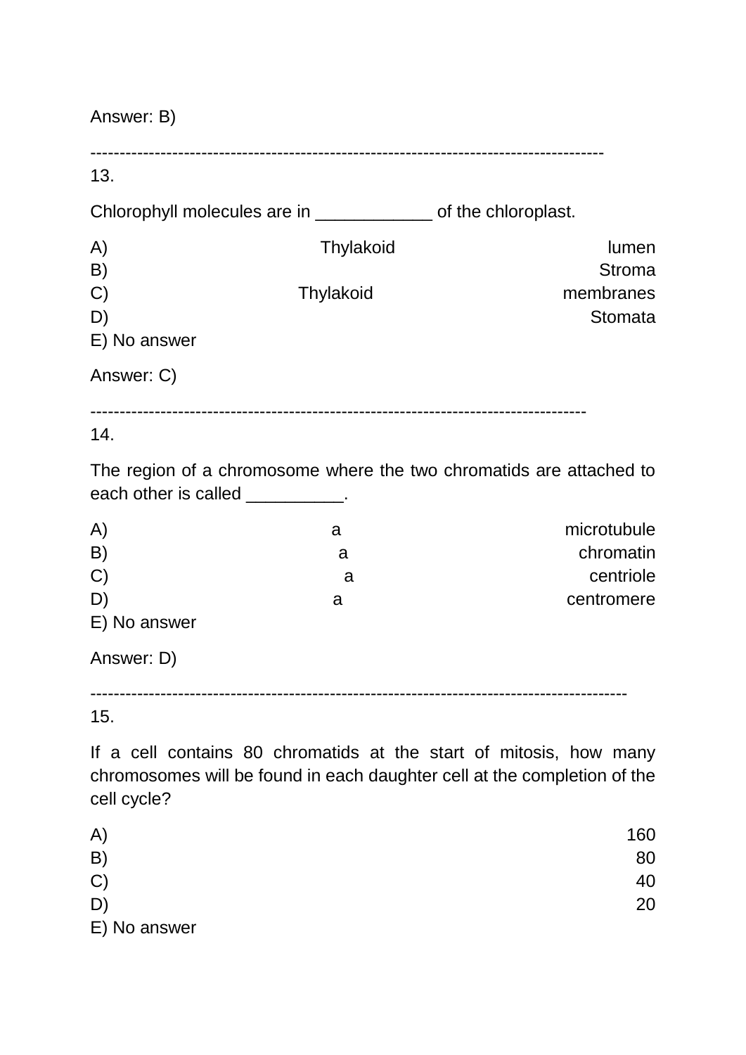Answer: B)

---

13.

Chlorophyll molecules are in ____________ of the chloroplast.

A) Thylakoid lumen
B) Stroma
C) Thylakoid membranes
D) Stomata
E) No answer

Answer: C)

---

14.

The region of a chromosome where the two chromatids are attached to each other is called __________.

A) a microtubule
B) a chromatin
C) a centriole
D) a centromere
E) No answer

Answer: D)

---

15.

If a cell contains 80 chromatids at the start of mitosis, how many chromosomes will be found in each daughter cell at the completion of the cell cycle?

A) 160
B) 80
C) 40
D) 20
E) No answer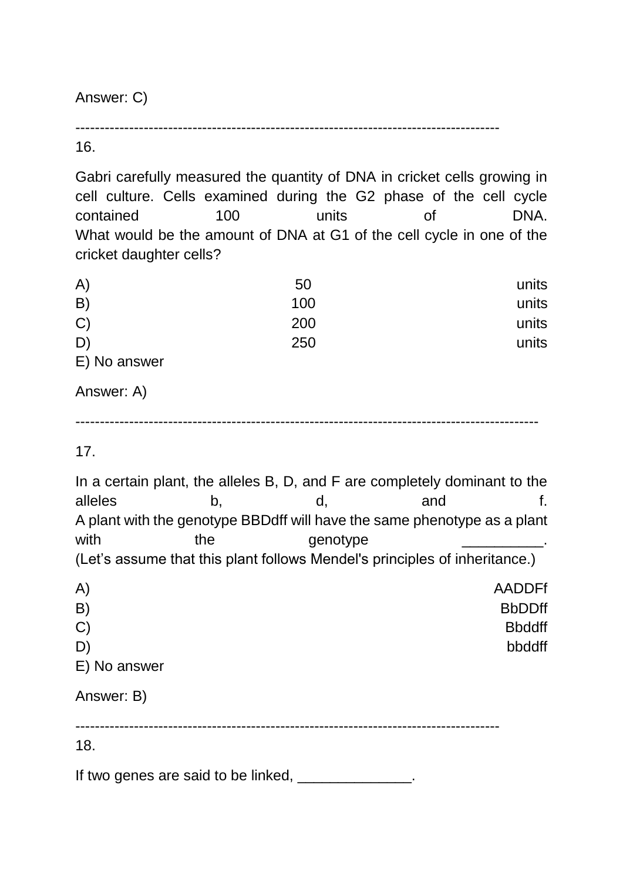Answer: C)

---

16.

Gabri carefully measured the quantity of DNA in cricket cells growing in cell culture. Cells examined during the G2 phase of the cell cycle contained 100 units of DNA.
What would be the amount of DNA at G1 of the cell cycle in one of the cricket daughter cells?

A) 50 units
B) 100 units
C) 200 units
D) 250 units
E) No answer

Answer: A)

---

17.

In a certain plant, the alleles B, D, and F are completely dominant to the alleles b, d, and f.
A plant with the genotype BBDdff will have the same phenotype as a plant with the genotype __________.
(Let's assume that this plant follows Mendel's principles of inheritance.)

A) AADDFf
B) BbDDff
C) Bbddff
D) bbddff
E) No answer

Answer: B)

---

18.

If two genes are said to be linked, ______________.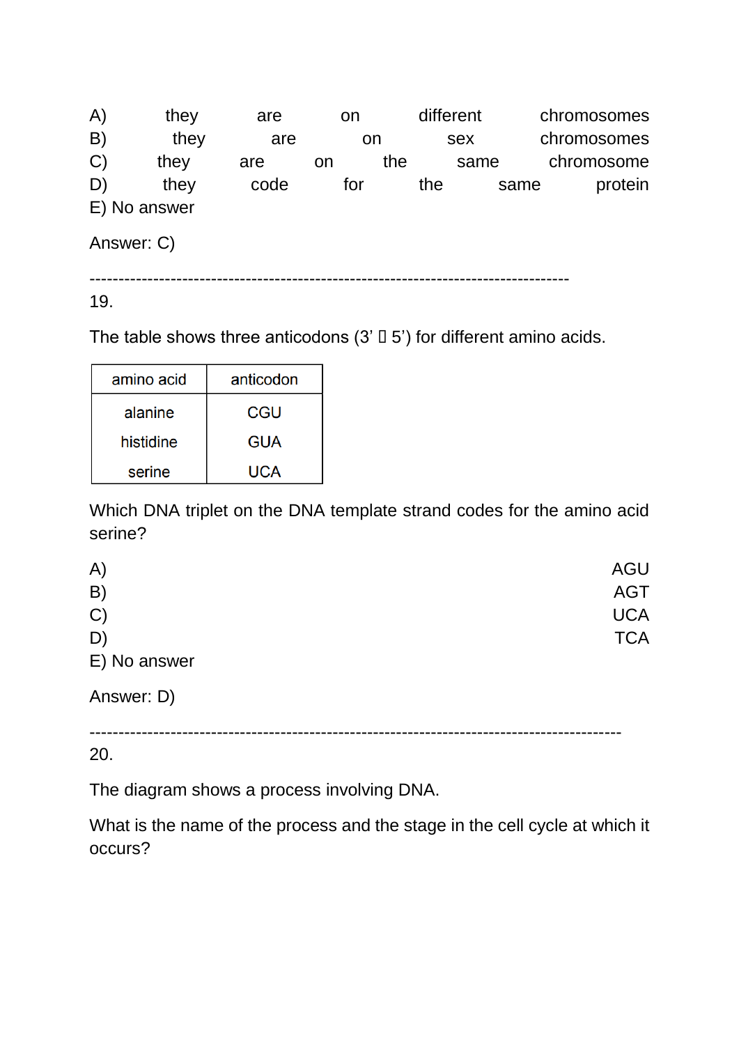A) they are on different chromosomes
B) they are on sex chromosomes
C) they are on the same chromosome
D) they code for the same protein
E) No answer

Answer: C)

-----------------------------------------------------------------------------------

19.

The table shows three anticodons (3’ → 5’) for different amino acids.

| amino acid | anticodon |
| --- | --- |
| alanine | CGU |
| histidine | GUA |
| serine | UCA |

Which DNA triplet on the DNA template strand codes for the amino acid serine?

A) AGU
B) AGT
C) UCA
D) TCA
E) No answer

Answer: D)

-------------------------------------------------------------------------------------------

20.

The diagram shows a process involving DNA.

What is the name of the process and the stage in the cell cycle at which it occurs?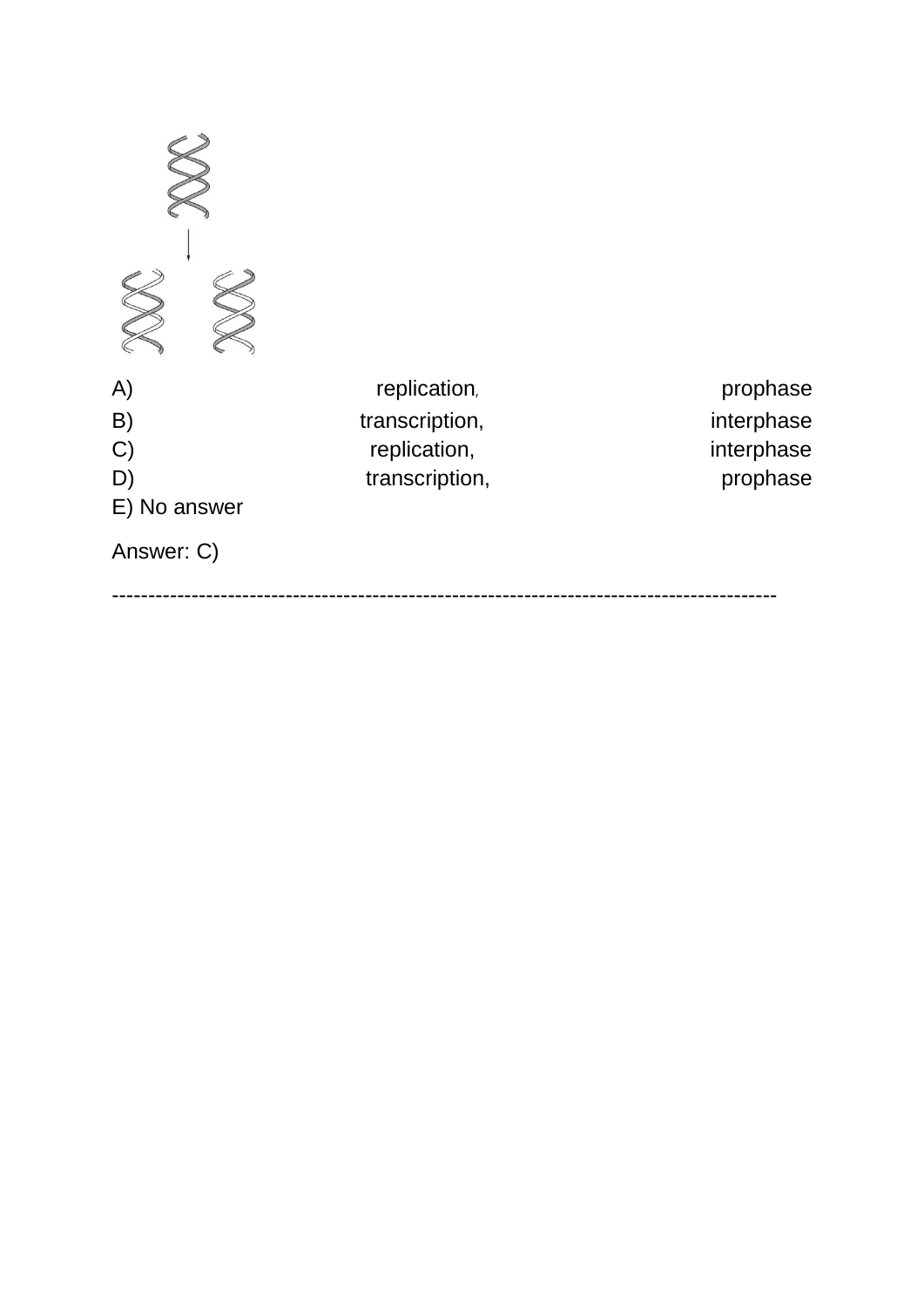A) replication, prophase
B) transcription, interphase
C) replication, interphase
D) transcription, prophase
E) No answer

Answer: C)

------------------------------------------------------------------------------------------